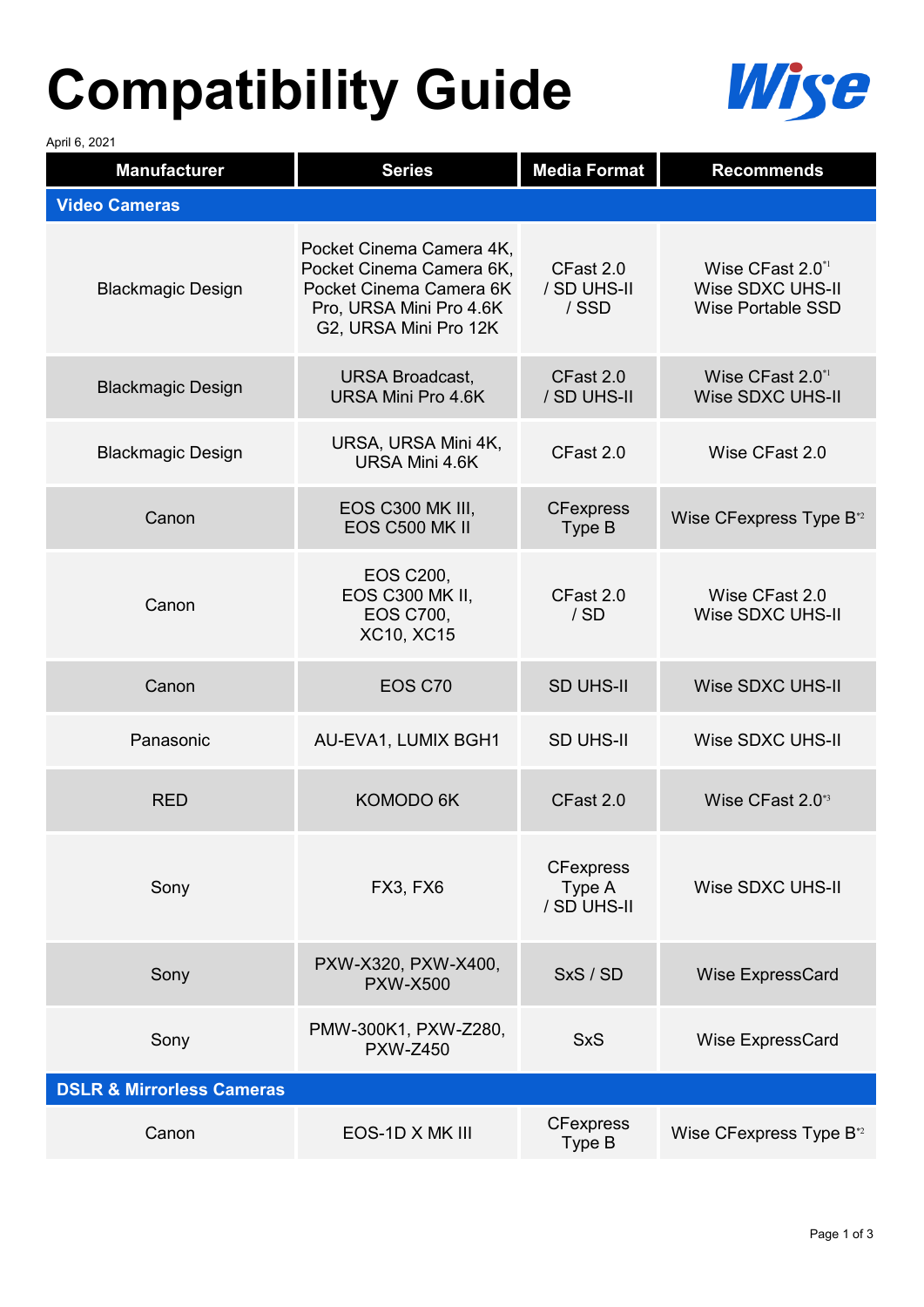# Compatibility Guide

Wise

April 6, 2021

| Manufacturer | Series | Media Format | Recommends |
|---|---|---|---|
| **Video Cameras** | | | |
| Blackmagic Design | Pocket Cinema Camera 4K, Pocket Cinema Camera 6K, Pocket Cinema Camera 6K Pro, URSA Mini Pro 4.6K G2, URSA Mini Pro 12K | CFast 2.0 / SD UHS-II / SSD | Wise CFast 2.0[*1] Wise SDXC UHS-II Wise Portable SSD |
| Blackmagic Design | URSA Broadcast, URSA Mini Pro 4.6K | CFast 2.0 / SD UHS-II | Wise CFast 2.0[*1] Wise SDXC UHS-II |
| Blackmagic Design | URSA, URSA Mini 4K, URSA Mini 4.6K | CFast 2.0 | Wise CFast 2.0 |
| Canon | EOS C300 MK III, EOS C500 MK II | CFexpress Type B | Wise CFexpress Type B[*2] |
| Canon | EOS C200, EOS C300 MK II, EOS C700, XC10, XC15 | CFast 2.0 / SD | Wise CFast 2.0 Wise SDXC UHS-II |
| Canon | EOS C70 | SD UHS-II | Wise SDXC UHS-II |
| Panasonic | AU-EVA1, LUMIX BGH1 | SD UHS-II | Wise SDXC UHS-II |
| RED | KOMODO 6K | CFast 2.0 | Wise CFast 2.0[*3] |
| Sony | FX3, FX6 | CFexpress Type A / SD UHS-II | Wise SDXC UHS-II |
| Sony | PXW-X320, PXW-X400, PXW-X500 | SxS / SD | Wise ExpressCard |
| Sony | PMW-300K1, PXW-Z280, PXW-Z450 | SxS | Wise ExpressCard |
| **DSLR & Mirrorless Cameras** | | | |
| Canon | EOS-1D X MK III | CFexpress Type B | Wise CFexpress Type B[*2] |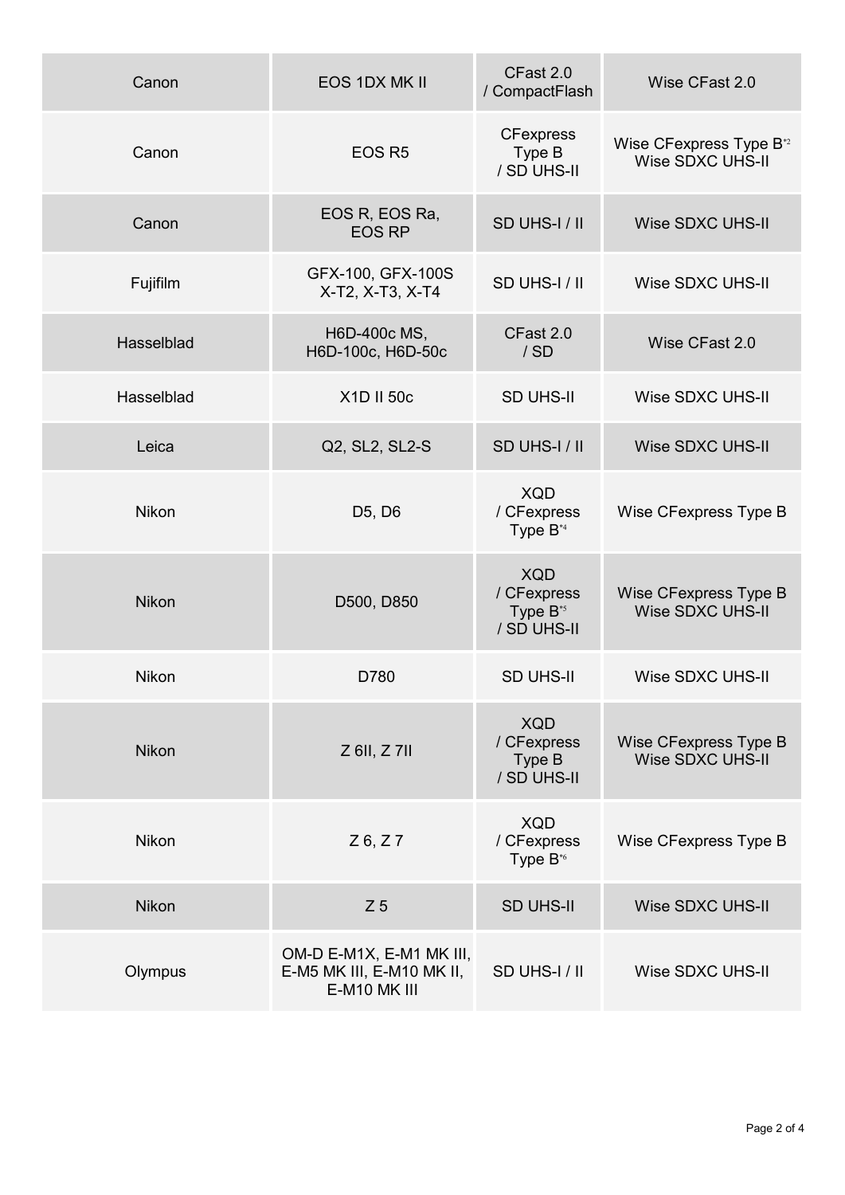| Canon | EOS 1DX MK II | CFast 2.0 / CompactFlash | Wise CFast 2.0 |
|---|---|---|---|
| Canon | EOS R5 | CFexpress Type B / SD UHS-II | Wise CFexpress Type B*2 Wise SDXC UHS-II |
| Canon | EOS R, EOS Ra, EOS RP | SD UHS-I / II | Wise SDXC UHS-II |
| Fujifilm | GFX-100, GFX-100S X-T2, X-T3, X-T4 | SD UHS-I / II | Wise SDXC UHS-II |
| Hasselblad | H6D-400c MS, H6D-100c, H6D-50c | CFast 2.0 / SD | Wise CFast 2.0 |
| Hasselblad | X1D II 50c | SD UHS-II | Wise SDXC UHS-II |
| Leica | Q2, SL2, SL2-S | SD UHS-I / II | Wise SDXC UHS-II |
| Nikon | D5, D6 | XQD / CFexpress Type B*4 | Wise CFexpress Type B |
| Nikon | D500, D850 | XQD / CFexpress Type B*5 / SD UHS-II | Wise CFexpress Type B Wise SDXC UHS-II |
| Nikon | D780 | SD UHS-II | Wise SDXC UHS-II |
| Nikon | Z 6II, Z 7II | XQD / CFexpress Type B / SD UHS-II | Wise CFexpress Type B Wise SDXC UHS-II |
| Nikon | Z 6, Z 7 | XQD / CFexpress Type B*6 | Wise CFexpress Type B |
| Nikon | Z 5 | SD UHS-II | Wise SDXC UHS-II |
| Olympus | OM-D E-M1X, E-M1 MK III, E-M5 MK III, E-M10 MK II, E-M10 MK III | SD UHS-I / II | Wise SDXC UHS-II |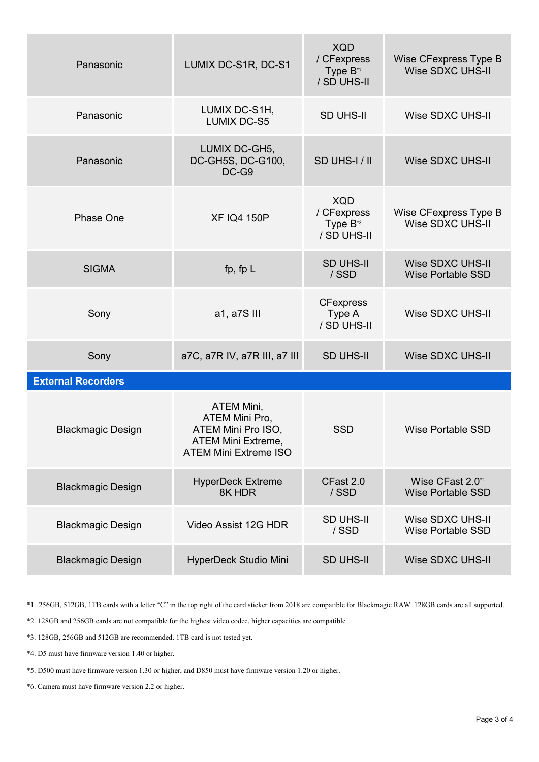| | | | |
|---|---|---|---|
| Panasonic | LUMIX DC-S1R, DC-S1 | XQD / CFexpress Type B[*7] / SD UHS-II | Wise CFexpress Type B<br>Wise SDXC UHS-II |
| Panasonic | LUMIX DC-S1H, LUMIX DC-S5 | SD UHS-II | Wise SDXC UHS-II |
| Panasonic | LUMIX DC-GH5, DC-GH5S, DC-G100, DC-G9 | SD UHS-I / II | Wise SDXC UHS-II |
| Phase One | XF IQ4 150P | XQD / CFexpress Type B[*8] / SD UHS-II | Wise CFexpress Type B<br>Wise SDXC UHS-II |
| SIGMA | fp, fp L | SD UHS-II / SSD | Wise SDXC UHS-II<br>Wise Portable SSD |
| Sony | a1, a7S III | CFexpress Type A / SD UHS-II | Wise SDXC UHS-II |
| Sony | a7C, a7R IV, a7R III, a7 III | SD UHS-II | Wise SDXC UHS-II |
| **External Recorders** | | | |
| Blackmagic Design | ATEM Mini, ATEM Mini Pro, ATEM Mini Pro ISO, ATEM Mini Extreme, ATEM Mini Extreme ISO | SSD | Wise Portable SSD |
| Blackmagic Design | HyperDeck Extreme 8K HDR | CFast 2.0 / SSD | Wise CFast 2.0[*2]<br>Wise Portable SSD |
| Blackmagic Design | Video Assist 12G HDR | SD UHS-II / SSD | Wise SDXC UHS-II<br>Wise Portable SSD |
| Blackmagic Design | HyperDeck Studio Mini | SD UHS-II | Wise SDXC UHS-II |

*1. 256GB, 512GB, 1TB cards with a letter "C" in the top right of the card sticker from 2018 are compatible for Blackmagic RAW. 128GB cards are all supported.

*2. 128GB and 256GB cards are not compatible for the highest video codec, higher capacities are compatible.

*3. 128GB, 256GB and 512GB are recommended. 1TB card is not tested yet.

*4. D5 must have firmware version 1.40 or higher.

*5. D500 must have firmware version 1.30 or higher, and D850 must have firmware version 1.20 or higher.

*6. Camera must have firmware version 2.2 or higher.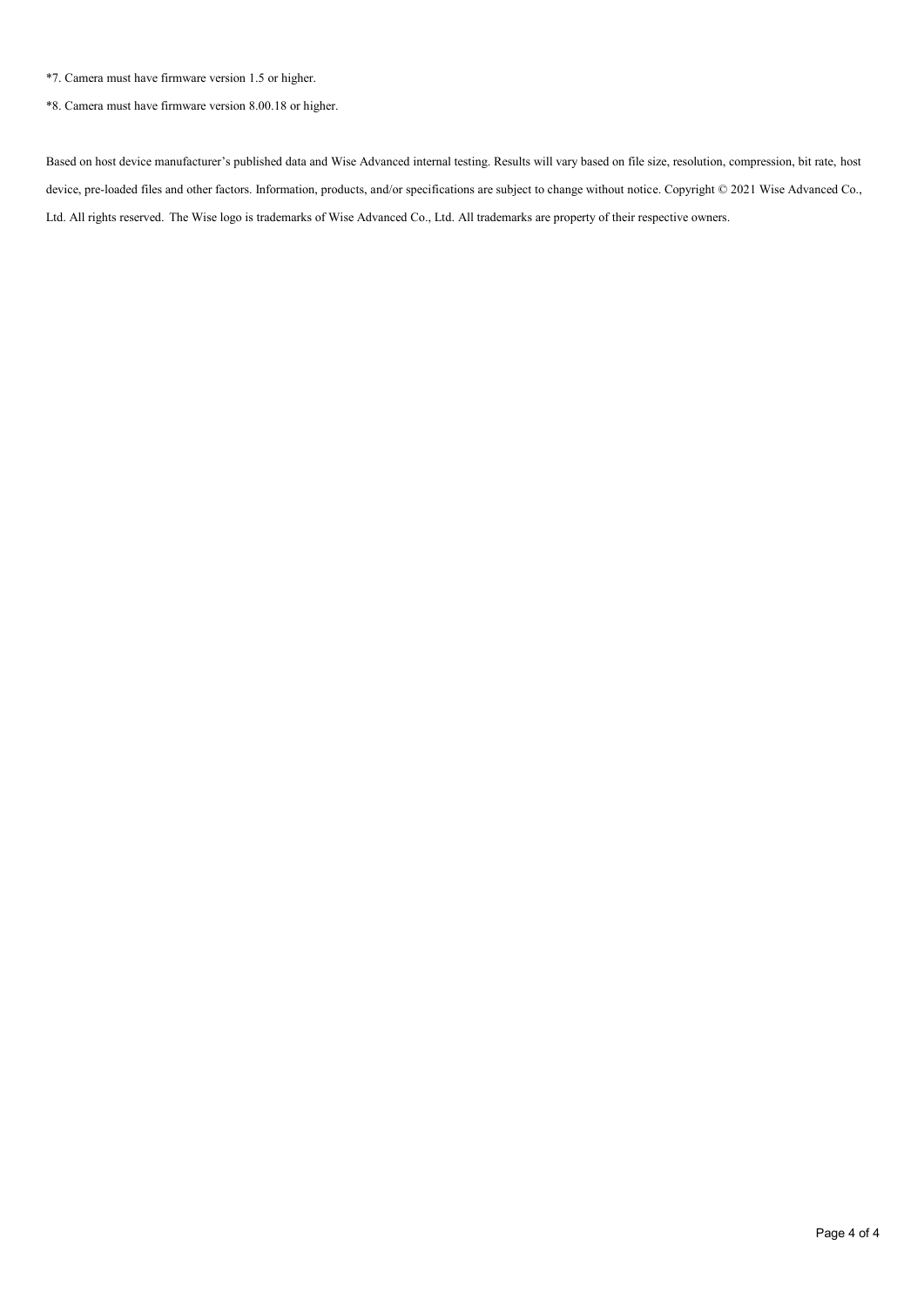*7. Camera must have firmware version 1.5 or higher.

*8. Camera must have firmware version 8.00.18 or higher.

Based on host device manufacturer's published data and Wise Advanced internal testing. Results will vary based on file size, resolution, compression, bit rate, host device, pre-loaded files and other factors. Information, products, and/or specifications are subject to change without notice. Copyright © 2021 Wise Advanced Co., Ltd. All rights reserved. The Wise logo is trademarks of Wise Advanced Co., Ltd. All trademarks are property of their respective owners.